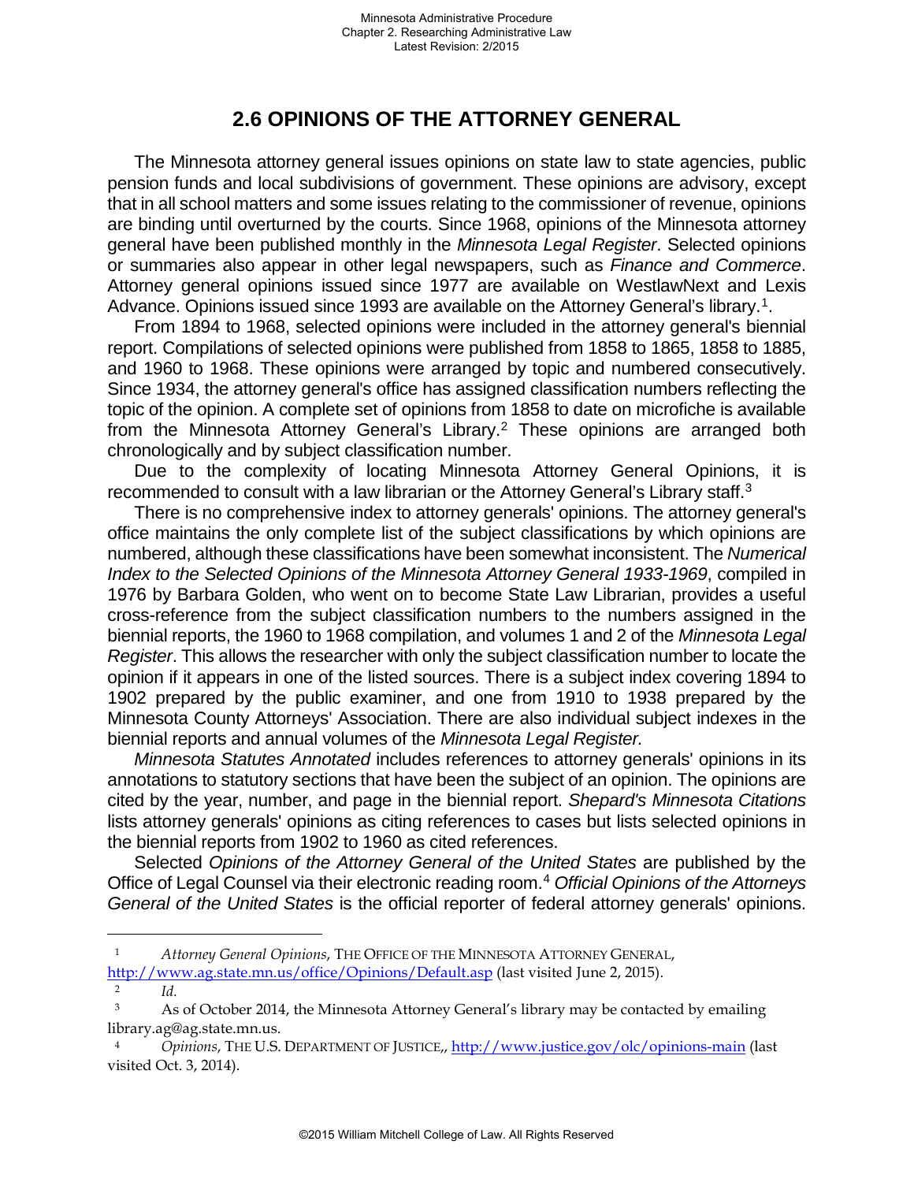## 2.6 OPINIONS OF THE ATTORNEY GENERAL

The Minnesota attorney general issues opinions on state law to state agencies, public pension funds and local subdivisions of government. These opinions are advisory, except that in all school matters and some issues relating to the commissioner of revenue, opinions are binding until overturned by the courts. Since 1968, opinions of the Minnesota attorney general have been published monthly in the *Minnesota Legal Register*. Selected opinions or summaries also appear in other legal newspapers, such as *Finance and Commerce*. Attorney general opinions issued since 1977 are available on WestlawNext and Lexis Advance. Opinions issued since 1993 are available on the Attorney General's library.[1].

From 1894 to 1968, selected opinions were included in the attorney general's biennial report. Compilations of selected opinions were published from 1858 to 1865, 1858 to 1885, and 1960 to 1968. These opinions were arranged by topic and numbered consecutively. Since 1934, the attorney general's office has assigned classification numbers reflecting the topic of the opinion. A complete set of opinions from 1858 to date on microfiche is available from the Minnesota Attorney General's Library.[2] These opinions are arranged both chronologically and by subject classification number.

Due to the complexity of locating Minnesota Attorney General Opinions, it is recommended to consult with a law librarian or the Attorney General's Library staff.[3]

There is no comprehensive index to attorney generals' opinions. The attorney general's office maintains the only complete list of the subject classifications by which opinions are numbered, although these classifications have been somewhat inconsistent. The *Numerical Index to the Selected Opinions of the Minnesota Attorney General 1933-1969*, compiled in 1976 by Barbara Golden, who went on to become State Law Librarian, provides a useful cross-reference from the subject classification numbers to the numbers assigned in the biennial reports, the 1960 to 1968 compilation, and volumes 1 and 2 of the *Minnesota Legal Register*. This allows the researcher with only the subject classification number to locate the opinion if it appears in one of the listed sources. There is a subject index covering 1894 to 1902 prepared by the public examiner, and one from 1910 to 1938 prepared by the Minnesota County Attorneys' Association. There are also individual subject indexes in the biennial reports and annual volumes of the *Minnesota Legal Register.*

*Minnesota Statutes Annotated* includes references to attorney generals' opinions in its annotations to statutory sections that have been the subject of an opinion. The opinions are cited by the year, number, and page in the biennial report. *Shepard's Minnesota Citations* lists attorney generals' opinions as citing references to cases but lists selected opinions in the biennial reports from 1902 to 1960 as cited references.

Selected *Opinions of the Attorney General of the United States* are published by the Office of Legal Counsel via their electronic reading room.[4] *Official Opinions of the Attorneys General of the United States* is the official reporter of federal attorney generals' opinions.

---

[1] *Attorney General Opinions*, THE OFFICE OF THE MINNESOTA ATTORNEY GENERAL, http://www.ag.state.mn.us/office/Opinions/Default.asp (last visited June 2, 2015).

[2] *Id.*

[3] As of October 2014, the Minnesota Attorney General's library may be contacted by emailing library.ag@ag.state.mn.us.

[4] *Opinions*, THE U.S. DEPARTMENT OF JUSTICE,, http://www.justice.gov/olc/opinions-main (last visited Oct. 3, 2014).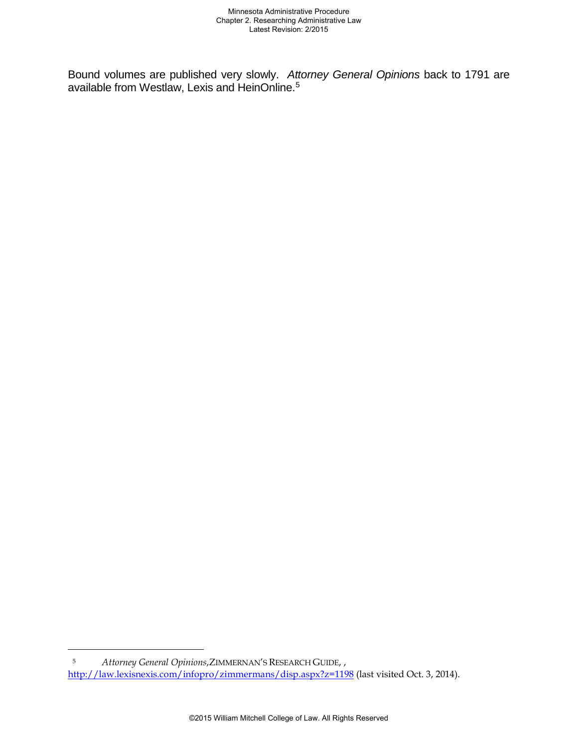Bound volumes are published very slowly. *Attorney General Opinions* back to 1791 are available from Westlaw, Lexis and HeinOnline.[5]

---

[5] *Attorney General Opinions*, ZIMMERNAN'S RESEARCH GUIDE, , http://law.lexisnexis.com/infopro/zimmermans/disp.aspx?z=1198 (last visited Oct. 3, 2014).